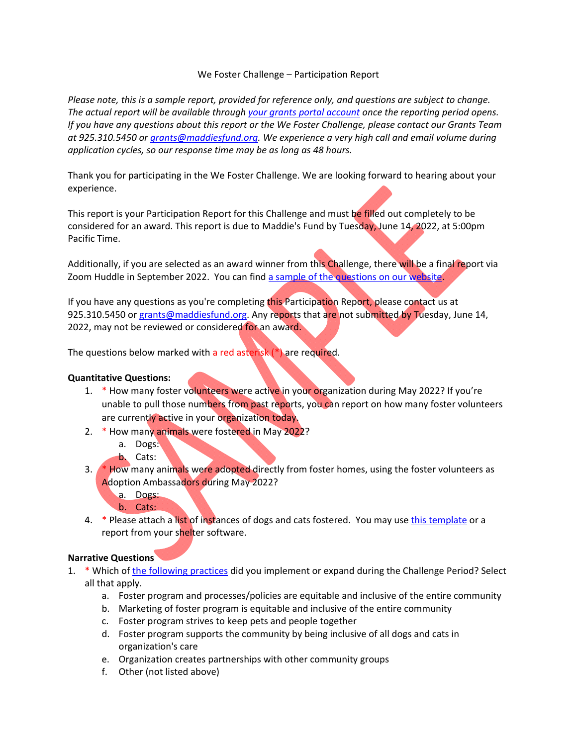We Foster Challenge – Participation Report

*Please note, this is a sample report, provided for reference only, and questions are subject to change. The actual report will be available through your grants portal account once the reporting period opens. If you have any questions about this report or the We Foster Challenge, please contact our Grants Team at 925.310.5450 or grants@maddiesfund.org. We experience a very high call and email volume during application cycles, so our response time may be as long as 48 hours.*

Thank you for participating in the We Foster Challenge. We are looking forward to hearing about your experience.

This report is your Participation Report for this Challenge and must be filled out completely to be considered for an award. This report is due to Maddie's Fund by Tuesday, June 14, 2022, at 5:00pm Pacific Time.

Additionally, if you are selected as an award winner from this Challenge, there will be a final report via Zoom Huddle in September 2022. You can find a sample of the questions on our website.

If you have any questions as you're completing this Participation Report, please contact us at 925.310.5450 or grants@maddiesfund.org. Any reports that are not submitted by Tuesday, June 14, 2022, may not be reviewed or considered for an award.

The questions below marked with a red asterisk (*) are required.

**Quantitative Questions:**

1. * How many foster volunteers were active in your organization during May 2022? If you're unable to pull those numbers from past reports, you can report on how many foster volunteers are currently active in your organization today.
2. * How many animals were fostered in May 2022?
   a. Dogs:
   b. Cats:
3. * How many animals were adopted directly from foster homes, using the foster volunteers as Adoption Ambassadors during May 2022?
   a. Dogs:
   b. Cats:
4. * Please attach a list of instances of dogs and cats fostered. You may use this template or a report from your shelter software.

**Narrative Questions**

1. * Which of the following practices did you implement or expand during the Challenge Period? Select all that apply.
   a. Foster program and processes/policies are equitable and inclusive of the entire community
   b. Marketing of foster program is equitable and inclusive of the entire community
   c. Foster program strives to keep pets and people together
   d. Foster program supports the community by being inclusive of all dogs and cats in organization's care
   e. Organization creates partnerships with other community groups
   f. Other (not listed above)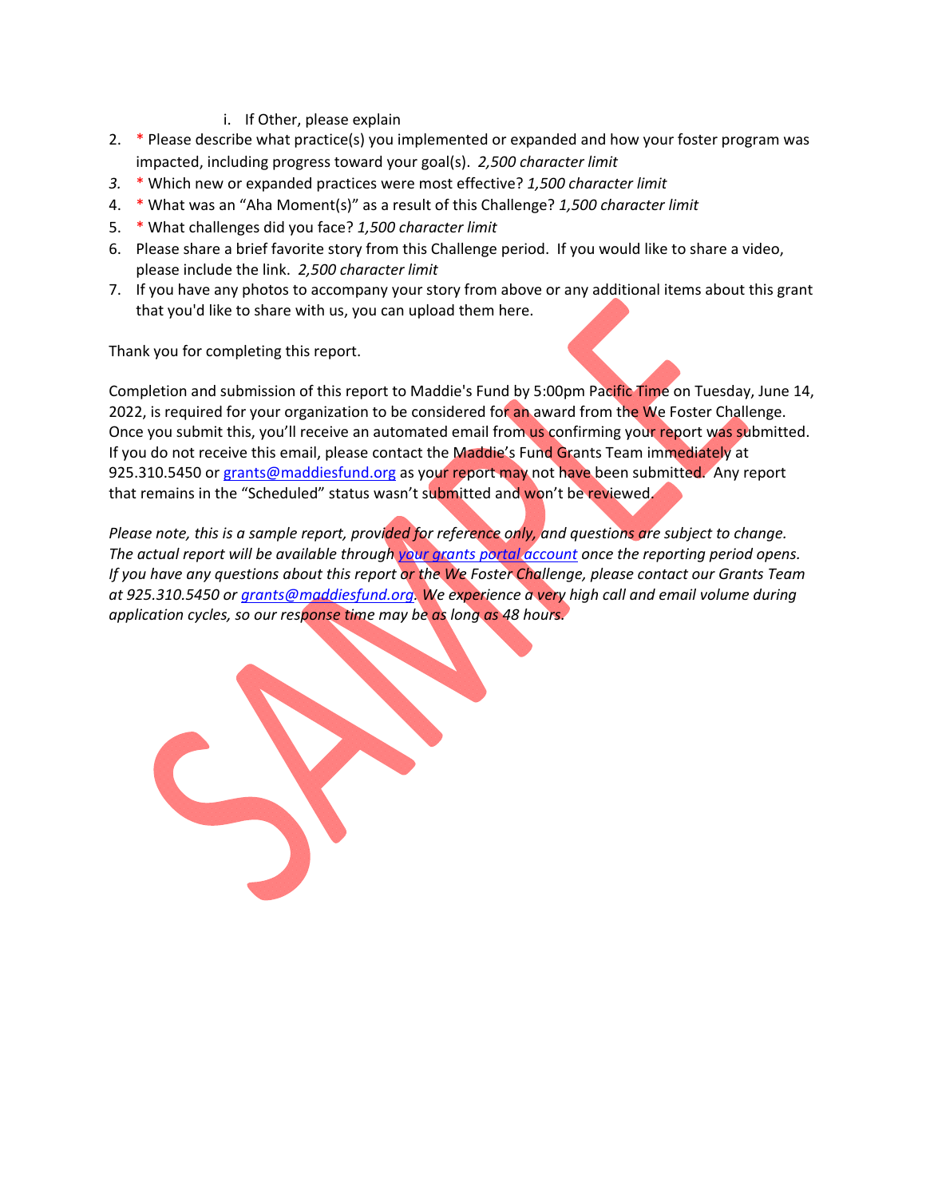i. If Other, please explain

2. \* Please describe what practice(s) you implemented or expanded and how your foster program was impacted, including progress toward your goal(s). *2,500 character limit*
3. \* Which new or expanded practices were most effective? *1,500 character limit*
4. \* What was an "Aha Moment(s)" as a result of this Challenge? *1,500 character limit*
5. \* What challenges did you face? *1,500 character limit*
6. Please share a brief favorite story from this Challenge period. If you would like to share a video, please include the link. *2,500 character limit*
7. If you have any photos to accompany your story from above or any additional items about this grant that you'd like to share with us, you can upload them here.

Thank you for completing this report.

Completion and submission of this report to Maddie's Fund by 5:00pm Pacific Time on Tuesday, June 14, 2022, is required for your organization to be considered for an award from the We Foster Challenge. Once you submit this, you'll receive an automated email from us confirming your report was submitted. If you do not receive this email, please contact the Maddie's Fund Grants Team immediately at 925.310.5450 or grants@maddiesfund.org as your report may not have been submitted. Any report that remains in the "Scheduled" status wasn't submitted and won't be reviewed.

*Please note, this is a sample report, provided for reference only, and questions are subject to change. The actual report will be available through your grants portal account once the reporting period opens. If you have any questions about this report or the We Foster Challenge, please contact our Grants Team at 925.310.5450 or grants@maddiesfund.org. We experience a very high call and email volume during application cycles, so our response time may be as long as 48 hours.*

SAMPLE